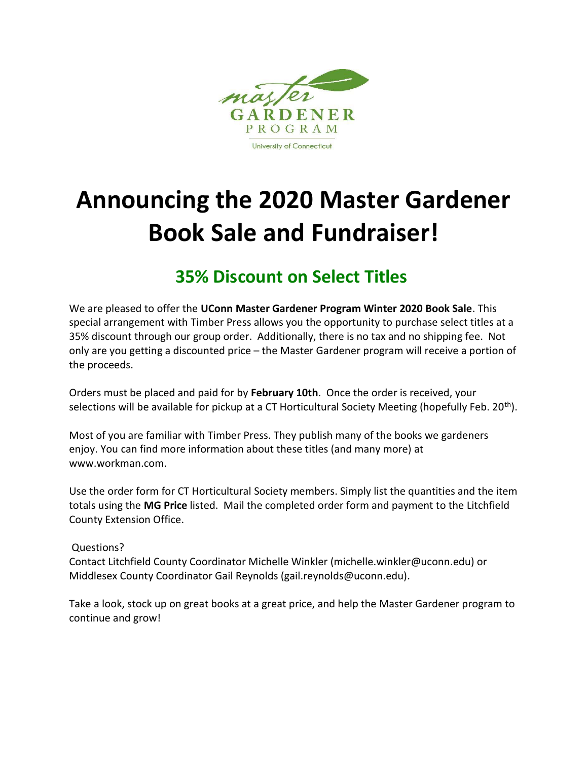master GARDENER PROGRAM

University of Connecticut

# Announcing the 2020 Master Gardener Book Sale and Fundraiser!

## 35% Discount on Select Titles

We are pleased to offer the **UConn Master Gardener Program Winter 2020 Book Sale**. This special arrangement with Timber Press allows you the opportunity to purchase select titles at a 35% discount through our group order. Additionally, there is no tax and no shipping fee. Not only are you getting a discounted price – the Master Gardener program will receive a portion of the proceeds.

Orders must be placed and paid for by **February 10th**. Once the order is received, your selections will be available for pickup at a CT Horticultural Society Meeting (hopefully Feb. 20th).

Most of you are familiar with Timber Press. They publish many of the books we gardeners enjoy. You can find more information about these titles (and many more) at www.workman.com.

Use the order form for CT Horticultural Society members. Simply list the quantities and the item totals using the **MG Price** listed. Mail the completed order form and payment to the Litchfield County Extension Office.

Questions?
Contact Litchfield County Coordinator Michelle Winkler (michelle.winkler@uconn.edu) or Middlesex County Coordinator Gail Reynolds (gail.reynolds@uconn.edu).

Take a look, stock up on great books at a great price, and help the Master Gardener program to continue and grow!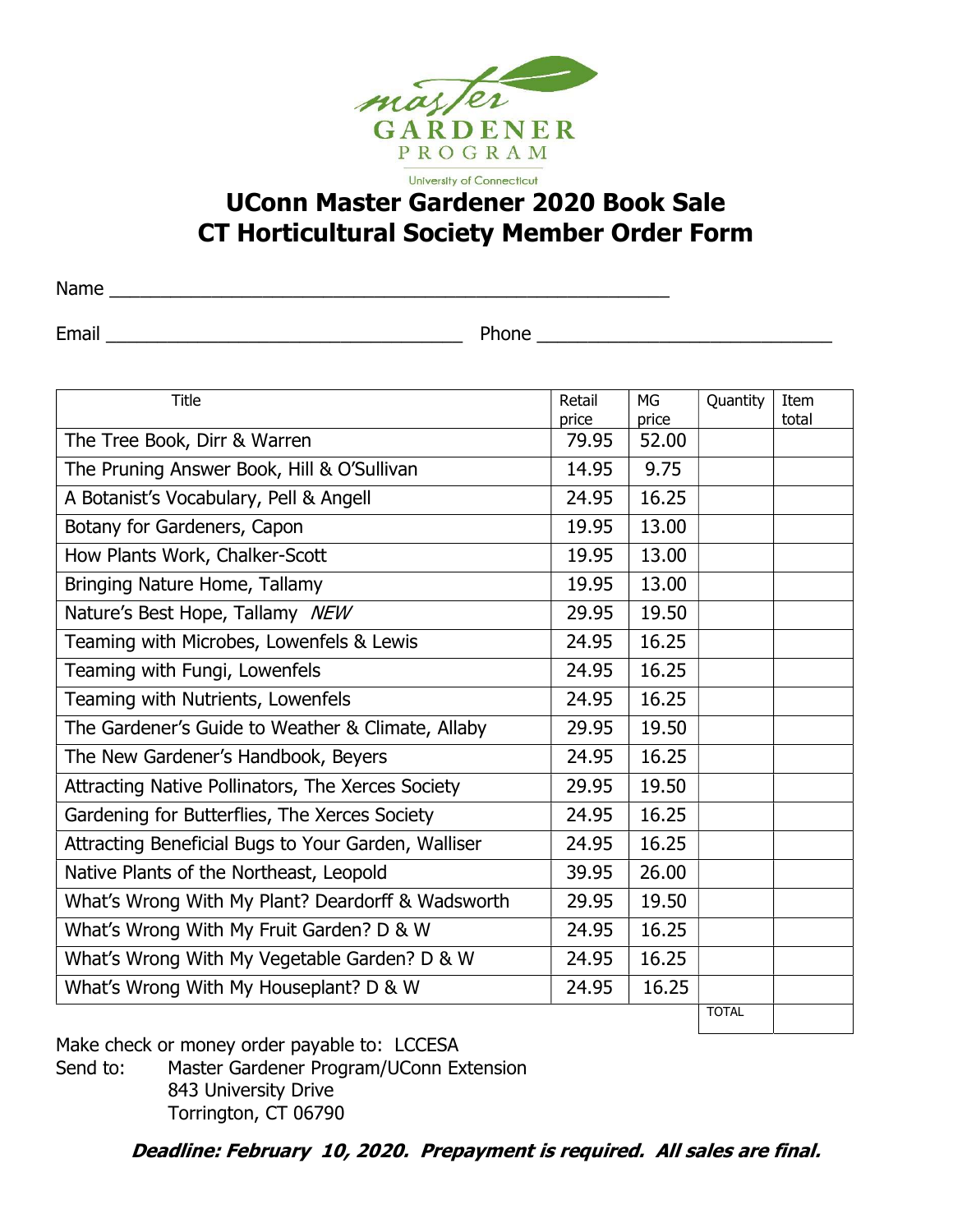master GARDENER PROGRAM
University of Connecticut

# UConn Master Gardener 2020 Book Sale
# CT Horticultural Society Member Order Form

Name ___________________________________________________

Email ________________________________ Phone ____________________________

| Title | Retail price | MG price | Quantity | Item total |
|---|---|---|---|---|
| The Tree Book, Dirr & Warren | 79.95 | 52.00 | | |
| The Pruning Answer Book, Hill & O'Sullivan | 14.95 | 9.75 | | |
| A Botanist's Vocabulary, Pell & Angell | 24.95 | 16.25 | | |
| Botany for Gardeners, Capon | 19.95 | 13.00 | | |
| How Plants Work, Chalker-Scott | 19.95 | 13.00 | | |
| Bringing Nature Home, Tallamy | 19.95 | 13.00 | | |
| Nature's Best Hope, Tallamy *NEW* | 29.95 | 19.50 | | |
| Teaming with Microbes, Lowenfels & Lewis | 24.95 | 16.25 | | |
| Teaming with Fungi, Lowenfels | 24.95 | 16.25 | | |
| Teaming with Nutrients, Lowenfels | 24.95 | 16.25 | | |
| The Gardener's Guide to Weather & Climate, Allaby | 29.95 | 19.50 | | |
| The New Gardener's Handbook, Beyers | 24.95 | 16.25 | | |
| Attracting Native Pollinators, The Xerces Society | 29.95 | 19.50 | | |
| Gardening for Butterflies, The Xerces Society | 24.95 | 16.25 | | |
| Attracting Beneficial Bugs to Your Garden, Walliser | 24.95 | 16.25 | | |
| Native Plants of the Northeast, Leopold | 39.95 | 26.00 | | |
| What's Wrong With My Plant? Deardorff & Wadsworth | 29.95 | 19.50 | | |
| What's Wrong With My Fruit Garden? D & W | 24.95 | 16.25 | | |
| What's Wrong With My Vegetable Garden? D & W | 24.95 | 16.25 | | |
| What's Wrong With My Houseplant? D & W | 24.95 | 16.25 | | |
| | | | TOTAL | |

Make check or money order payable to: LCCESA

Send to: Master Gardener Program/UConn Extension
843 University Drive
Torrington, CT 06790

***Deadline: February 10, 2020. Prepayment is required. All sales are final.***